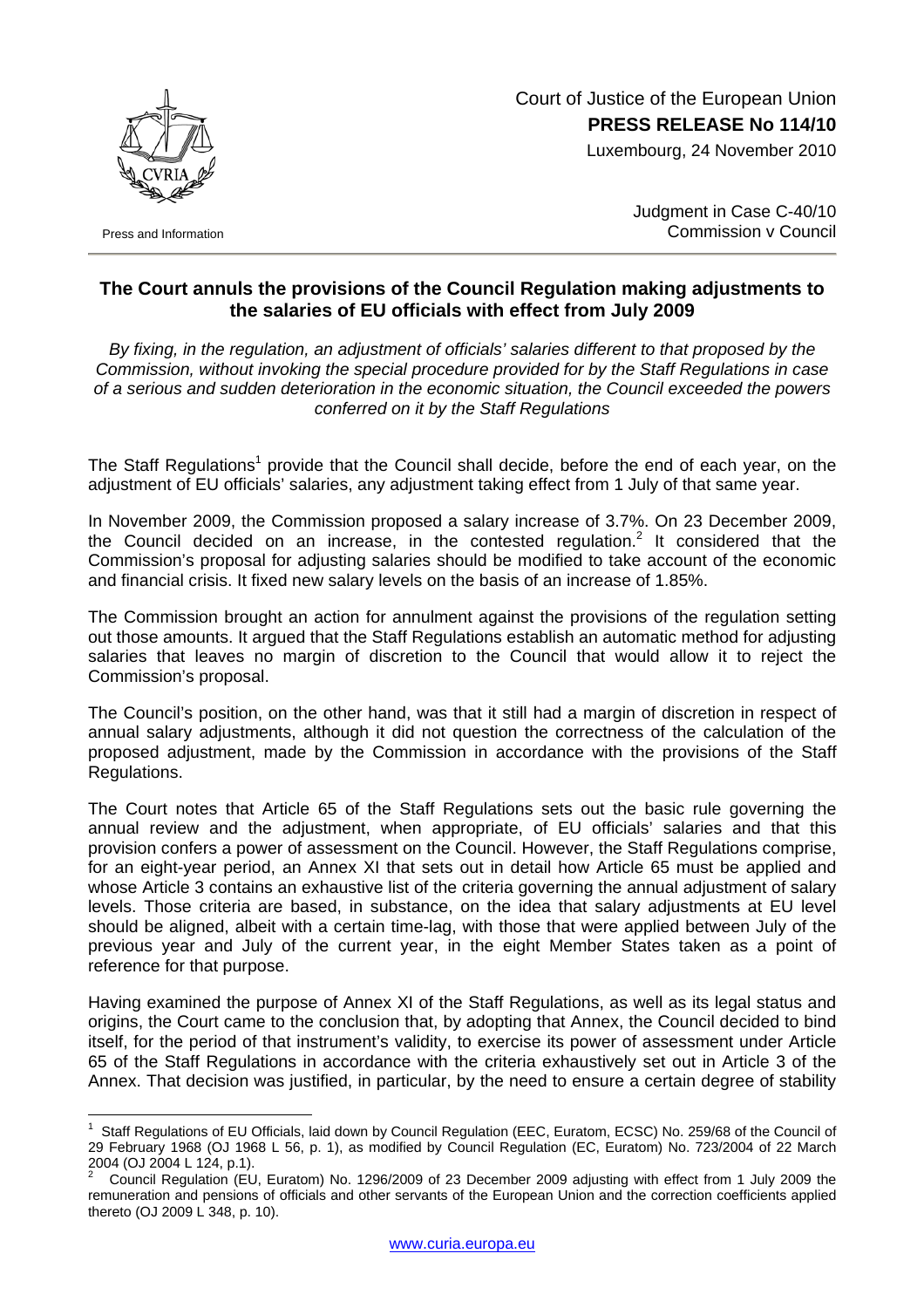Court of Justice of the European Union
**PRESS RELEASE No 114/10**
Luxembourg, 24 November 2010

Press and Information

Judgment in Case C-40/10
Commission v Council

## The Court annuls the provisions of the Council Regulation making adjustments to the salaries of EU officials with effect from July 2009

*By fixing, in the regulation, an adjustment of officials' salaries different to that proposed by the Commission, without invoking the special procedure provided for by the Staff Regulations in case of a serious and sudden deterioration in the economic situation, the Council exceeded the powers conferred on it by the Staff Regulations*

The Staff Regulations[1] provide that the Council shall decide, before the end of each year, on the adjustment of EU officials' salaries, any adjustment taking effect from 1 July of that same year.

In November 2009, the Commission proposed a salary increase of 3.7%. On 23 December 2009, the Council decided on an increase, in the contested regulation.[2] It considered that the Commission's proposal for adjusting salaries should be modified to take account of the economic and financial crisis. It fixed new salary levels on the basis of an increase of 1.85%.

The Commission brought an action for annulment against the provisions of the regulation setting out those amounts. It argued that the Staff Regulations establish an automatic method for adjusting salaries that leaves no margin of discretion to the Council that would allow it to reject the Commission's proposal.

The Council's position, on the other hand, was that it still had a margin of discretion in respect of annual salary adjustments, although it did not question the correctness of the calculation of the proposed adjustment, made by the Commission in accordance with the provisions of the Staff Regulations.

The Court notes that Article 65 of the Staff Regulations sets out the basic rule governing the annual review and the adjustment, when appropriate, of EU officials' salaries and that this provision confers a power of assessment on the Council. However, the Staff Regulations comprise, for an eight-year period, an Annex XI that sets out in detail how Article 65 must be applied and whose Article 3 contains an exhaustive list of the criteria governing the annual adjustment of salary levels. Those criteria are based, in substance, on the idea that salary adjustments at EU level should be aligned, albeit with a certain time-lag, with those that were applied between July of the previous year and July of the current year, in the eight Member States taken as a point of reference for that purpose.

Having examined the purpose of Annex XI of the Staff Regulations, as well as its legal status and origins, the Court came to the conclusion that, by adopting that Annex, the Council decided to bind itself, for the period of that instrument's validity, to exercise its power of assessment under Article 65 of the Staff Regulations in accordance with the criteria exhaustively set out in Article 3 of the Annex. That decision was justified, in particular, by the need to ensure a certain degree of stability

---

[1] Staff Regulations of EU Officials, laid down by Council Regulation (EEC, Euratom, ECSC) No. 259/68 of the Council of 29 February 1968 (OJ 1968 L 56, p. 1), as modified by Council Regulation (EC, Euratom) No. 723/2004 of 22 March 2004 (OJ 2004 L 124, p.1).

[2] Council Regulation (EU, Euratom) No. 1296/2009 of 23 December 2009 adjusting with effect from 1 July 2009 the remuneration and pensions of officials and other servants of the European Union and the correction coefficients applied thereto (OJ 2009 L 348, p. 10).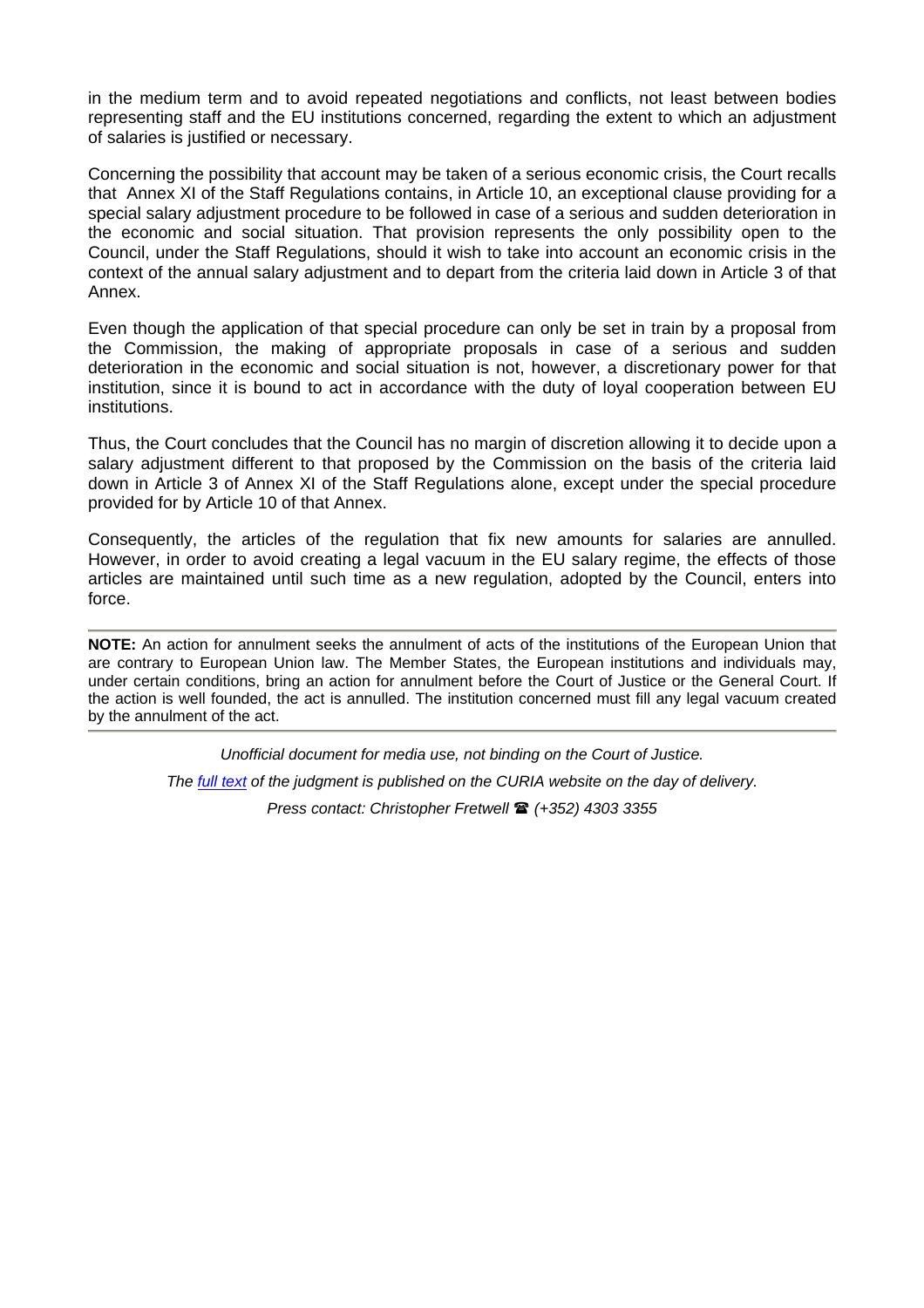in the medium term and to avoid repeated negotiations and conflicts, not least between bodies representing staff and the EU institutions concerned, regarding the extent to which an adjustment of salaries is justified or necessary.

Concerning the possibility that account may be taken of a serious economic crisis, the Court recalls that Annex XI of the Staff Regulations contains, in Article 10, an exceptional clause providing for a special salary adjustment procedure to be followed in case of a serious and sudden deterioration in the economic and social situation. That provision represents the only possibility open to the Council, under the Staff Regulations, should it wish to take into account an economic crisis in the context of the annual salary adjustment and to depart from the criteria laid down in Article 3 of that Annex.

Even though the application of that special procedure can only be set in train by a proposal from the Commission, the making of appropriate proposals in case of a serious and sudden deterioration in the economic and social situation is not, however, a discretionary power for that institution, since it is bound to act in accordance with the duty of loyal cooperation between EU institutions.

Thus, the Court concludes that the Council has no margin of discretion allowing it to decide upon a salary adjustment different to that proposed by the Commission on the basis of the criteria laid down in Article 3 of Annex XI of the Staff Regulations alone, except under the special procedure provided for by Article 10 of that Annex.

Consequently, the articles of the regulation that fix new amounts for salaries are annulled. However, in order to avoid creating a legal vacuum in the EU salary regime, the effects of those articles are maintained until such time as a new regulation, adopted by the Council, enters into force.

---

**NOTE:** An action for annulment seeks the annulment of acts of the institutions of the European Union that are contrary to European Union law. The Member States, the European institutions and individuals may, under certain conditions, bring an action for annulment before the Court of Justice or the General Court. If the action is well founded, the act is annulled. The institution concerned must fill any legal vacuum created by the annulment of the act.

---

*Unofficial document for media use, not binding on the Court of Justice.*

*The full text of the judgment is published on the CURIA website on the day of delivery.*

*Press contact: Christopher Fretwell ☎ (+352) 4303 3355*